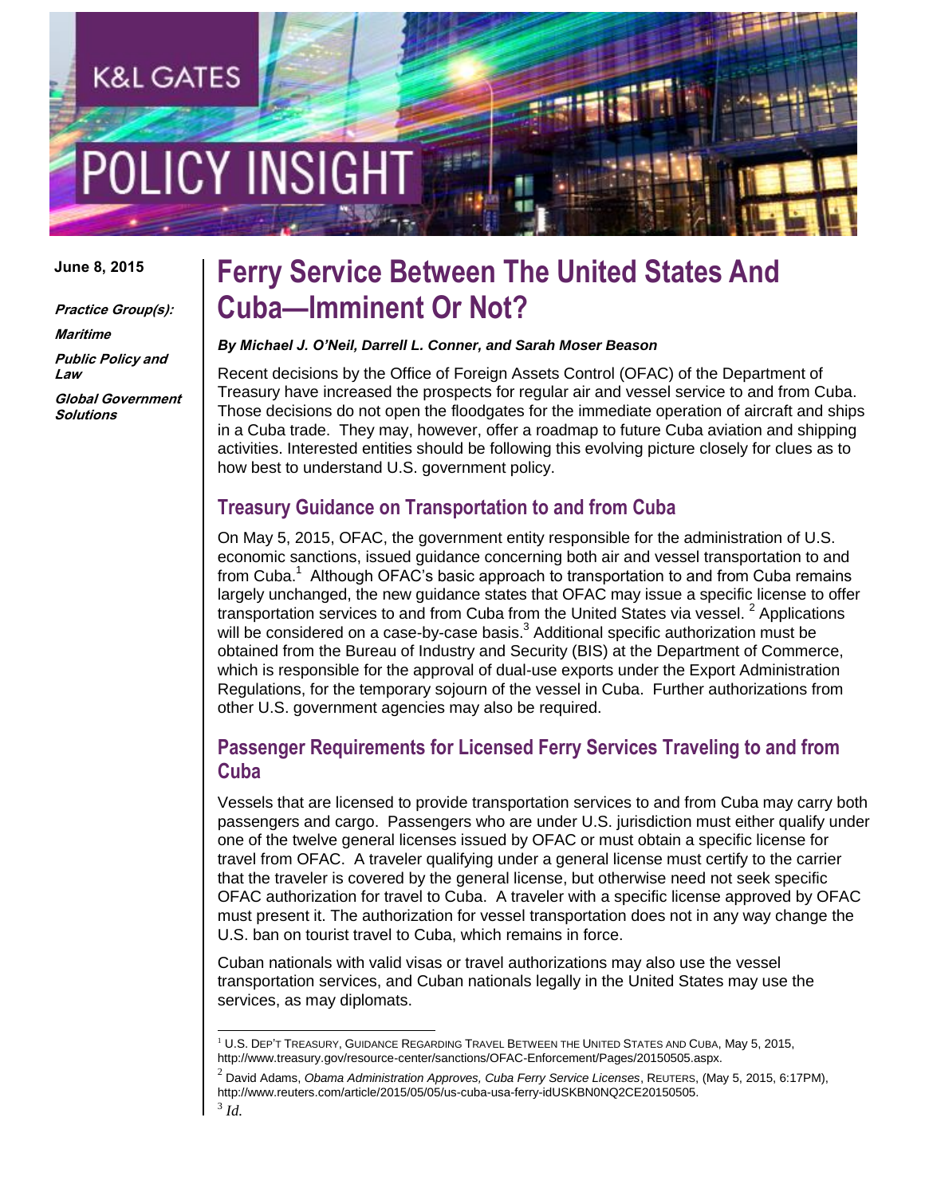K&L GATES

POLICY INSIGHT

**June 8, 2015**

***Practice Group(s):***

***Maritime***

***Public Policy and Law***

***Global Government Solutions***

# Ferry Service Between The United States And Cuba—Imminent Or Not?

***By Michael J. O'Neil, Darrell L. Conner, and Sarah Moser Beason***

Recent decisions by the Office of Foreign Assets Control (OFAC) of the Department of Treasury have increased the prospects for regular air and vessel service to and from Cuba. Those decisions do not open the floodgates for the immediate operation of aircraft and ships in a Cuba trade. They may, however, offer a roadmap to future Cuba aviation and shipping activities. Interested entities should be following this evolving picture closely for clues as to how best to understand U.S. government policy.

## Treasury Guidance on Transportation to and from Cuba

On May 5, 2015, OFAC, the government entity responsible for the administration of U.S. economic sanctions, issued guidance concerning both air and vessel transportation to and from Cuba.[1] Although OFAC's basic approach to transportation to and from Cuba remains largely unchanged, the new guidance states that OFAC may issue a specific license to offer transportation services to and from Cuba from the United States via vessel.[2] Applications will be considered on a case-by-case basis.[3] Additional specific authorization must be obtained from the Bureau of Industry and Security (BIS) at the Department of Commerce, which is responsible for the approval of dual-use exports under the Export Administration Regulations, for the temporary sojourn of the vessel in Cuba. Further authorizations from other U.S. government agencies may also be required.

## Passenger Requirements for Licensed Ferry Services Traveling to and from Cuba

Vessels that are licensed to provide transportation services to and from Cuba may carry both passengers and cargo. Passengers who are under U.S. jurisdiction must either qualify under one of the twelve general licenses issued by OFAC or must obtain a specific license for travel from OFAC. A traveler qualifying under a general license must certify to the carrier that the traveler is covered by the general license, but otherwise need not seek specific OFAC authorization for travel to Cuba. A traveler with a specific license approved by OFAC must present it. The authorization for vessel transportation does not in any way change the U.S. ban on tourist travel to Cuba, which remains in force.

Cuban nationals with valid visas or travel authorizations may also use the vessel transportation services, and Cuban nationals legally in the United States may use the services, as may diplomats.

---

[1] U.S. DEP'T TREASURY, GUIDANCE REGARDING TRAVEL BETWEEN THE UNITED STATES AND CUBA, May 5, 2015, http://www.treasury.gov/resource-center/sanctions/OFAC-Enforcement/Pages/20150505.aspx.

[2] David Adams, *Obama Administration Approves, Cuba Ferry Service Licenses*, REUTERS, (May 5, 2015, 6:17PM), http://www.reuters.com/article/2015/05/05/us-cuba-usa-ferry-idUSKBN0NQ2CE20150505.

[3] *Id.*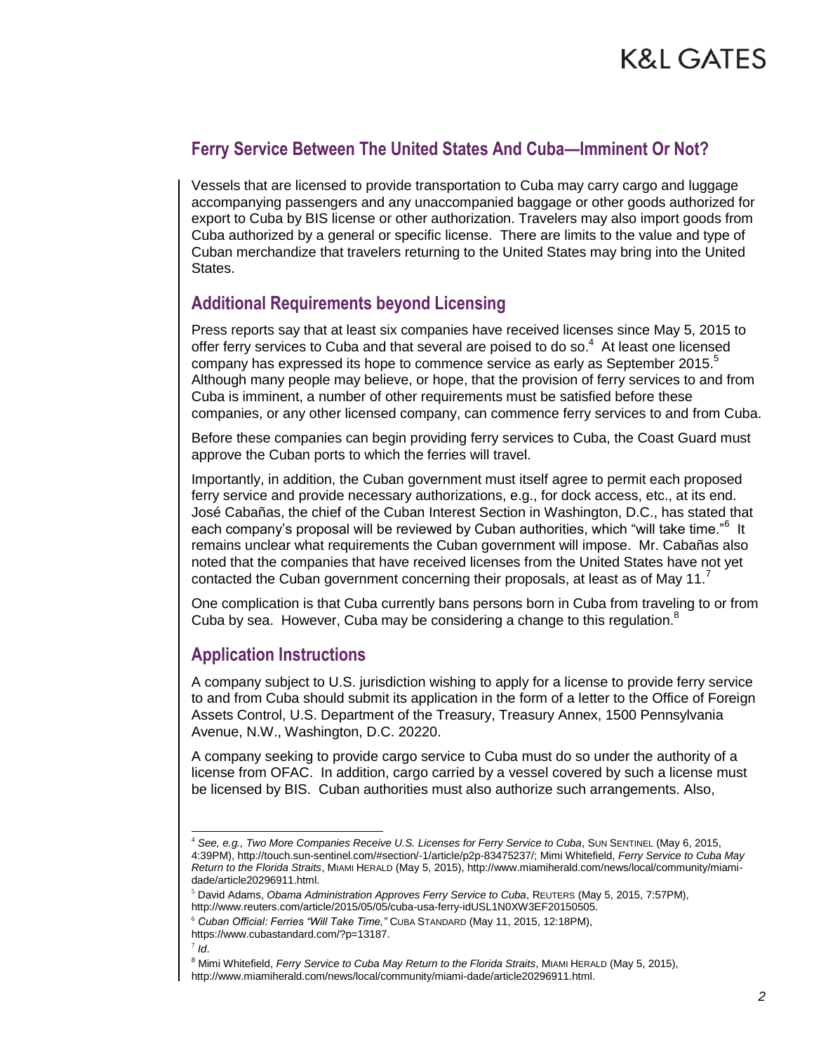## Ferry Service Between The United States And Cuba—Imminent Or Not?

Vessels that are licensed to provide transportation to Cuba may carry cargo and luggage accompanying passengers and any unaccompanied baggage or other goods authorized for export to Cuba by BIS license or other authorization. Travelers may also import goods from Cuba authorized by a general or specific license. There are limits to the value and type of Cuban merchandize that travelers returning to the United States may bring into the United States.

## Additional Requirements beyond Licensing

Press reports say that at least six companies have received licenses since May 5, 2015 to offer ferry services to Cuba and that several are poised to do so.[4] At least one licensed company has expressed its hope to commence service as early as September 2015.[5] Although many people may believe, or hope, that the provision of ferry services to and from Cuba is imminent, a number of other requirements must be satisfied before these companies, or any other licensed company, can commence ferry services to and from Cuba.

Before these companies can begin providing ferry services to Cuba, the Coast Guard must approve the Cuban ports to which the ferries will travel.

Importantly, in addition, the Cuban government must itself agree to permit each proposed ferry service and provide necessary authorizations, e.g., for dock access, etc., at its end. José Cabañas, the chief of the Cuban Interest Section in Washington, D.C., has stated that each company's proposal will be reviewed by Cuban authorities, which "will take time."[6] It remains unclear what requirements the Cuban government will impose. Mr. Cabañas also noted that the companies that have received licenses from the United States have not yet contacted the Cuban government concerning their proposals, at least as of May 11.[7]

One complication is that Cuba currently bans persons born in Cuba from traveling to or from Cuba by sea. However, Cuba may be considering a change to this regulation.[8]

## Application Instructions

A company subject to U.S. jurisdiction wishing to apply for a license to provide ferry service to and from Cuba should submit its application in the form of a letter to the Office of Foreign Assets Control, U.S. Department of the Treasury, Treasury Annex, 1500 Pennsylvania Avenue, N.W., Washington, D.C. 20220.

A company seeking to provide cargo service to Cuba must do so under the authority of a license from OFAC. In addition, cargo carried by a vessel covered by such a license must be licensed by BIS. Cuban authorities must also authorize such arrangements. Also,

---

[4] *See, e.g., Two More Companies Receive U.S. Licenses for Ferry Service to Cuba*, SUN SENTINEL (May 6, 2015, 4:39PM), http://touch.sun-sentinel.com/#section/-1/article/p2p-83475237/; Mimi Whitefield, *Ferry Service to Cuba May Return to the Florida Straits*, MIAMI HERALD (May 5, 2015), http://www.miamiherald.com/news/local/community/miami-dade/article20296911.html.

[5] David Adams, *Obama Administration Approves Ferry Service to Cuba*, REUTERS (May 5, 2015, 7:57PM), http://www.reuters.com/article/2015/05/05/cuba-usa-ferry-idUSL1N0XW3EF20150505.

[6] *Cuban Official: Ferries "Will Take Time,"* CUBA STANDARD (May 11, 2015, 12:18PM), https://www.cubastandard.com/?p=13187.

[7] *Id*.

[8] Mimi Whitefield, *Ferry Service to Cuba May Return to the Florida Straits*, MIAMI HERALD (May 5, 2015), http://www.miamiherald.com/news/local/community/miami-dade/article20296911.html.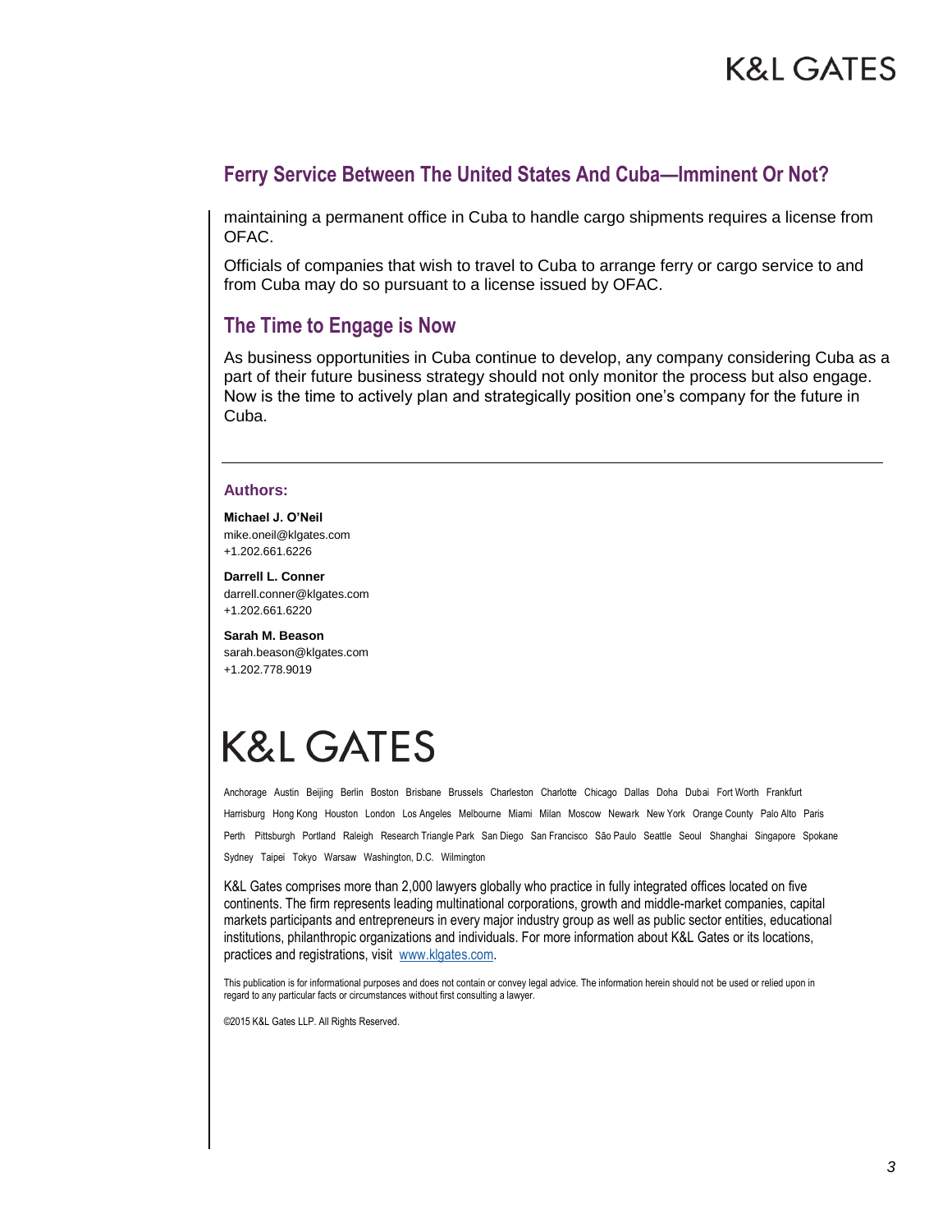maintaining a permanent office in Cuba to handle cargo shipments requires a license from OFAC.

Officials of companies that wish to travel to Cuba to arrange ferry or cargo service to and from Cuba may do so pursuant to a license issued by OFAC.

## The Time to Engage is Now

As business opportunities in Cuba continue to develop, any company considering Cuba as a part of their future business strategy should not only monitor the process but also engage. Now is the time to actively plan and strategically position one's company for the future in Cuba.

---

### Authors:

**Michael J. O'Neil**
mike.oneil@klgates.com
+1.202.661.6226

**Darrell L. Conner**
darrell.conner@klgates.com
+1.202.661.6220

**Sarah M. Beason**
sarah.beason@klgates.com
+1.202.778.9019

# K&L GATES

Anchorage Austin Beijing Berlin Boston Brisbane Brussels Charleston Charlotte Chicago Dallas Doha Dubai Fort Worth Frankfurt Harrisburg Hong Kong Houston London Los Angeles Melbourne Miami Milan Moscow Newark New York Orange County Palo Alto Paris Perth Pittsburgh Portland Raleigh Research Triangle Park San Diego San Francisco São Paulo Seattle Seoul Shanghai Singapore Spokane Sydney Taipei Tokyo Warsaw Washington, D.C. Wilmington

K&L Gates comprises more than 2,000 lawyers globally who practice in fully integrated offices located on five continents. The firm represents leading multinational corporations, growth and middle-market companies, capital markets participants and entrepreneurs in every major industry group as well as public sector entities, educational institutions, philanthropic organizations and individuals. For more information about K&L Gates or its locations, practices and registrations, visit www.klgates.com.

This publication is for informational purposes and does not contain or convey legal advice. The information herein should not be used or relied upon in regard to any particular facts or circumstances without first consulting a lawyer.

©2015 K&L Gates LLP. All Rights Reserved.